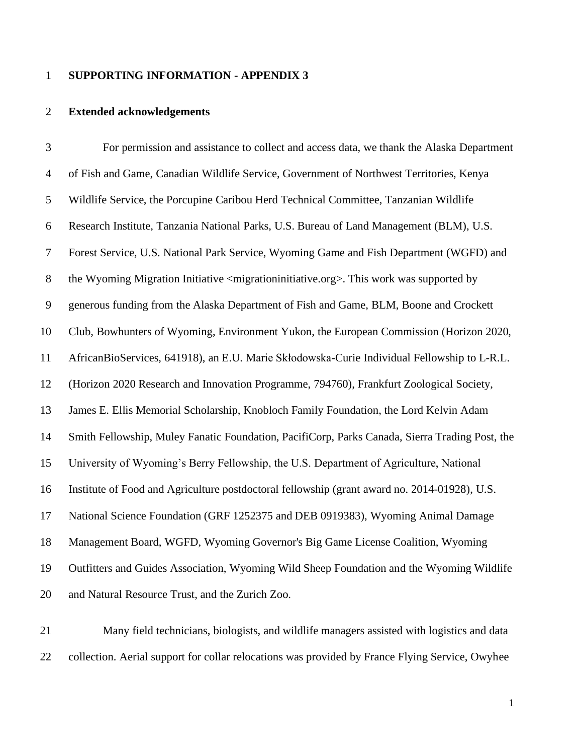**SUPPORTING INFORMATION - APPENDIX 3**

**Extended acknowledgements**

For permission and assistance to collect and access data, we thank the Alaska Department of Fish and Game, Canadian Wildlife Service, Government of Northwest Territories, Kenya Wildlife Service, the Porcupine Caribou Herd Technical Committee, Tanzanian Wildlife Research Institute, Tanzania National Parks, U.S. Bureau of Land Management (BLM), U.S. Forest Service, U.S. National Park Service, Wyoming Game and Fish Department (WGFD) and the Wyoming Migration Initiative <migrationinitiative.org>. This work was supported by generous funding from the Alaska Department of Fish and Game, BLM, Boone and Crockett Club, Bowhunters of Wyoming, Environment Yukon, the European Commission (Horizon 2020, AfricanBioServices, 641918), an E.U. Marie Skłodowska-Curie Individual Fellowship to L-R.L. (Horizon 2020 Research and Innovation Programme, 794760), Frankfurt Zoological Society, James E. Ellis Memorial Scholarship, Knobloch Family Foundation, the Lord Kelvin Adam Smith Fellowship, Muley Fanatic Foundation, PacifiCorp, Parks Canada, Sierra Trading Post, the University of Wyoming's Berry Fellowship, the U.S. Department of Agriculture, National Institute of Food and Agriculture postdoctoral fellowship (grant award no. 2014-01928), U.S. National Science Foundation (GRF 1252375 and DEB 0919383), Wyoming Animal Damage Management Board, WGFD, Wyoming Governor's Big Game License Coalition, Wyoming Outfitters and Guides Association, Wyoming Wild Sheep Foundation and the Wyoming Wildlife and Natural Resource Trust, and the Zurich Zoo.

Many field technicians, biologists, and wildlife managers assisted with logistics and data collection. Aerial support for collar relocations was provided by France Flying Service, Owyhee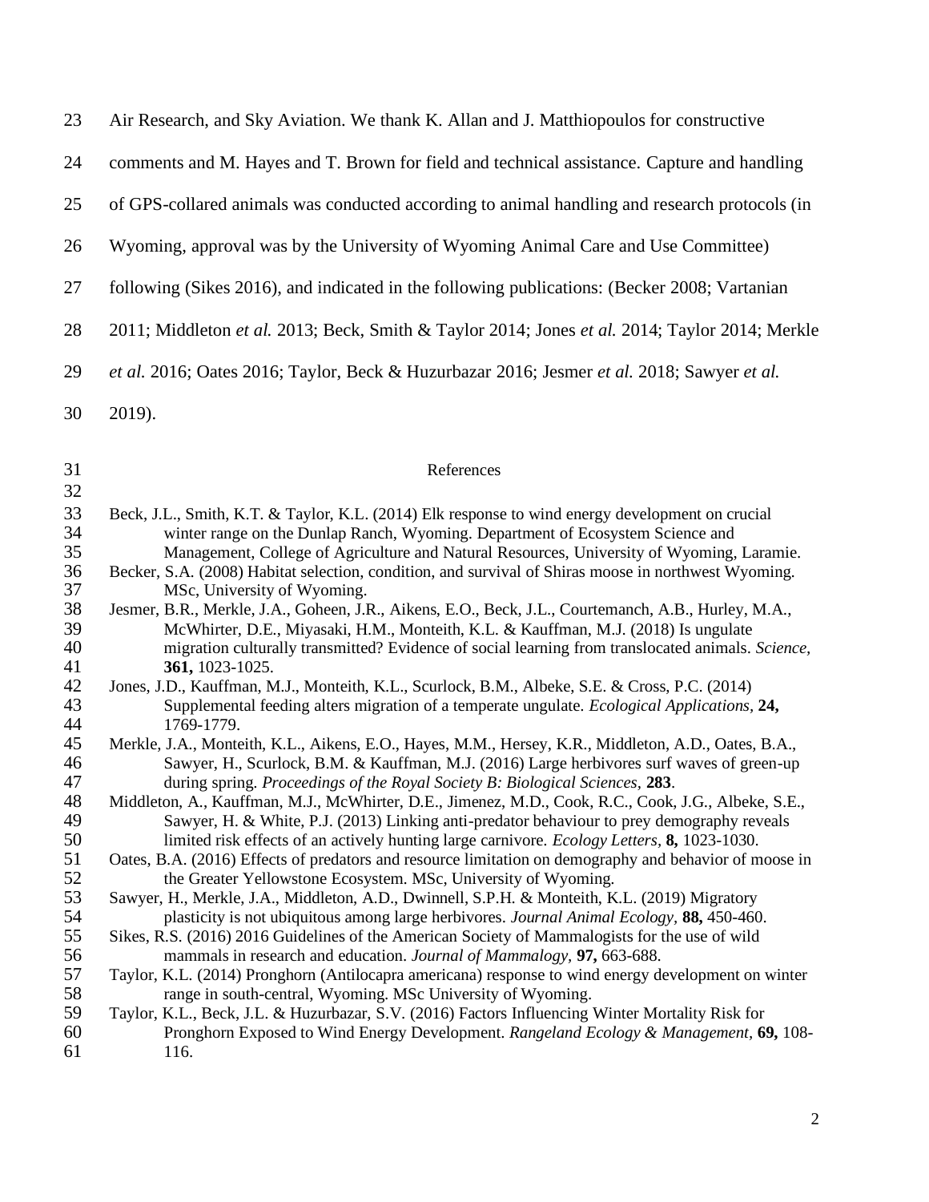Air Research, and Sky Aviation. We thank K. Allan and J. Matthiopoulos for constructive comments and M. Hayes and T. Brown for field and technical assistance. Capture and handling of GPS-collared animals was conducted according to animal handling and research protocols (in Wyoming, approval was by the University of Wyoming Animal Care and Use Committee) following (Sikes 2016), and indicated in the following publications: (Becker 2008; Vartanian 2011; Middleton *et al.* 2013; Beck, Smith & Taylor 2014; Jones *et al.* 2014; Taylor 2014; Merkle *et al.* 2016; Oates 2016; Taylor, Beck & Huzurbazar 2016; Jesmer *et al.* 2018; Sawyer *et al.* 2019).

## References

Beck, J.L., Smith, K.T. & Taylor, K.L. (2014) Elk response to wind energy development on crucial winter range on the Dunlap Ranch, Wyoming. Department of Ecosystem Science and Management, College of Agriculture and Natural Resources, University of Wyoming, Laramie.

Becker, S.A. (2008) Habitat selection, condition, and survival of Shiras moose in northwest Wyoming. MSc, University of Wyoming.

Jesmer, B.R., Merkle, J.A., Goheen, J.R., Aikens, E.O., Beck, J.L., Courtemanch, A.B., Hurley, M.A., McWhirter, D.E., Miyasaki, H.M., Monteith, K.L. & Kauffman, M.J. (2018) Is ungulate migration culturally transmitted? Evidence of social learning from translocated animals. *Science,* **361,** 1023-1025.

Jones, J.D., Kauffman, M.J., Monteith, K.L., Scurlock, B.M., Albeke, S.E. & Cross, P.C. (2014) Supplemental feeding alters migration of a temperate ungulate. *Ecological Applications,* **24,** 1769-1779.

Merkle, J.A., Monteith, K.L., Aikens, E.O., Hayes, M.M., Hersey, K.R., Middleton, A.D., Oates, B.A., Sawyer, H., Scurlock, B.M. & Kauffman, M.J. (2016) Large herbivores surf waves of green-up during spring. *Proceedings of the Royal Society B: Biological Sciences,* **283**.

Middleton, A., Kauffman, M.J., McWhirter, D.E., Jimenez, M.D., Cook, R.C., Cook, J.G., Albeke, S.E., Sawyer, H. & White, P.J. (2013) Linking anti-predator behaviour to prey demography reveals limited risk effects of an actively hunting large carnivore. *Ecology Letters,* **8,** 1023-1030.

Oates, B.A. (2016) Effects of predators and resource limitation on demography and behavior of moose in the Greater Yellowstone Ecosystem. MSc, University of Wyoming.

Sawyer, H., Merkle, J.A., Middleton, A.D., Dwinnell, S.P.H. & Monteith, K.L. (2019) Migratory plasticity is not ubiquitous among large herbivores. *Journal Animal Ecology,* **88,** 450-460.

Sikes, R.S. (2016) 2016 Guidelines of the American Society of Mammalogists for the use of wild mammals in research and education. *Journal of Mammalogy,* **97,** 663-688.

Taylor, K.L. (2014) Pronghorn (Antilocapra americana) response to wind energy development on winter range in south-central, Wyoming. MSc University of Wyoming.

Taylor, K.L., Beck, J.L. & Huzurbazar, S.V. (2016) Factors Influencing Winter Mortality Risk for Pronghorn Exposed to Wind Energy Development. *Rangeland Ecology & Management,* **69,** 108-116.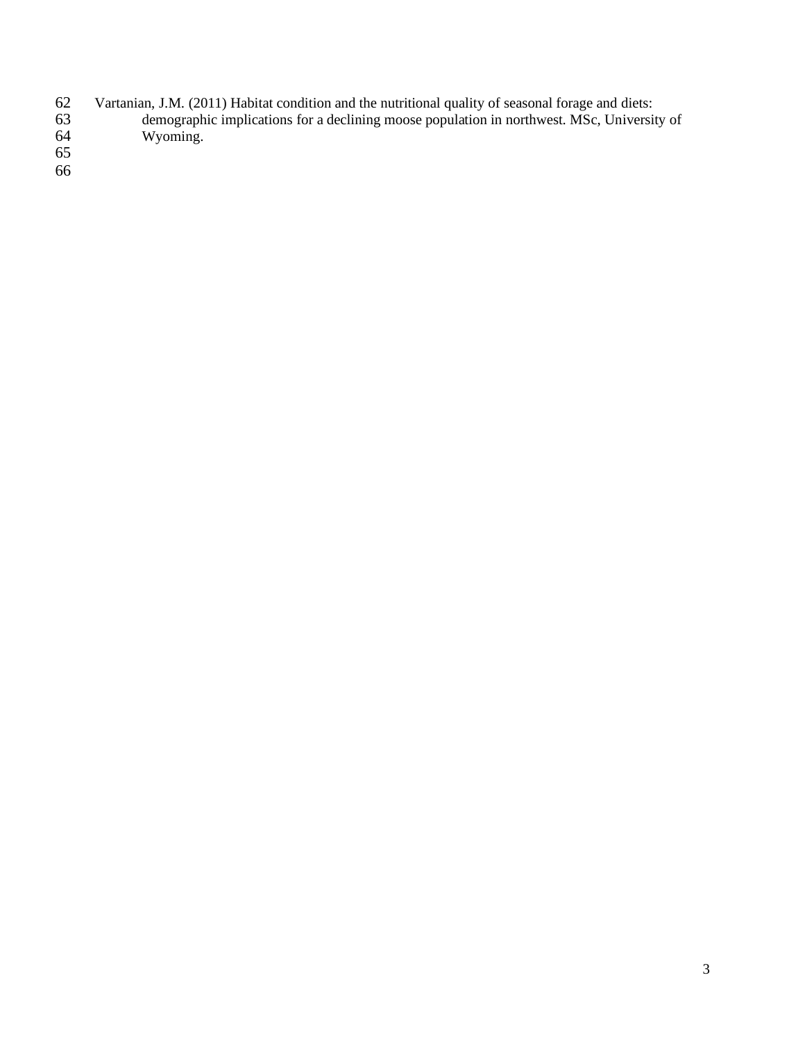Vartanian, J.M. (2011) Habitat condition and the nutritional quality of seasonal forage and diets: demographic implications for a declining moose population in northwest. MSc, University of Wyoming.